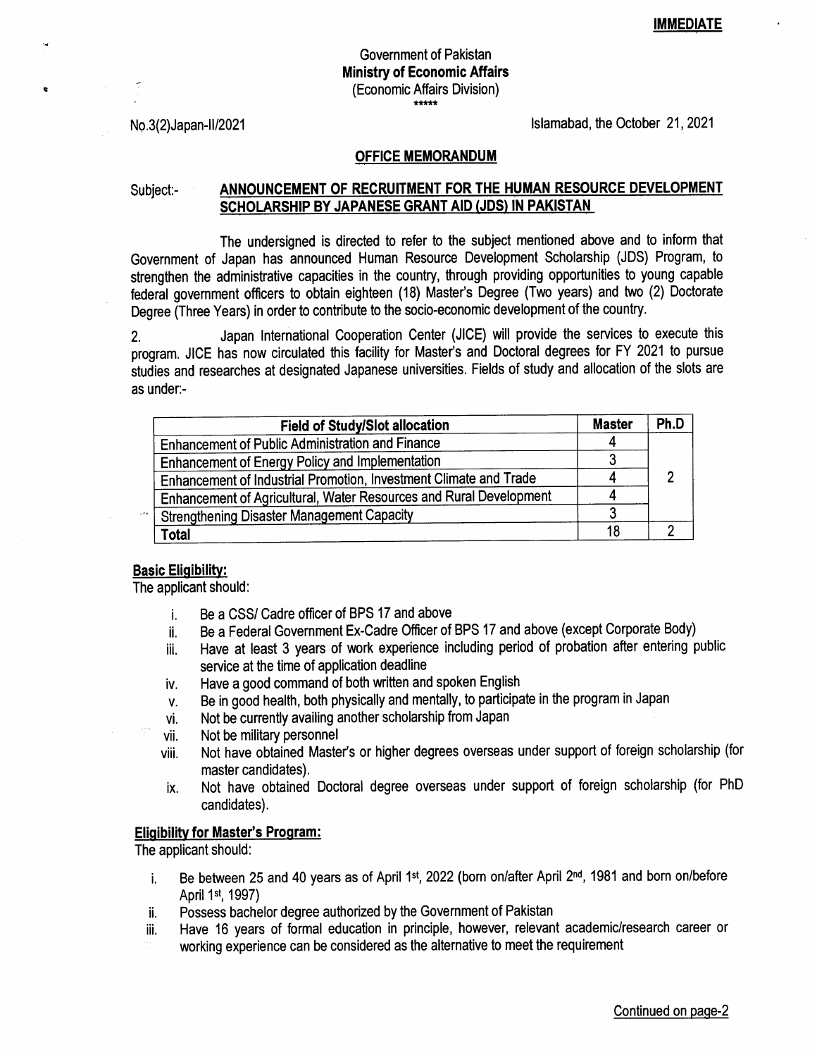**IMMEDIATE**

Government of Pakistan
**Ministry of Economic Affairs**
(Economic Affairs Division)
\*\*\*\*\*

No.3(2)Japan-II/2021 Islamabad, the October 21, 2021

## OFFICE MEMORANDUM

Subject:- **ANNOUNCEMENT OF RECRUITMENT FOR THE HUMAN RESOURCE DEVELOPMENT SCHOLARSHIP BY JAPANESE GRANT AID (JDS) IN PAKISTAN**

The undersigned is directed to refer to the subject mentioned above and to inform that Government of Japan has announced Human Resource Development Scholarship (JDS) Program, to strengthen the administrative capacities in the country, through providing opportunities to young capable federal government officers to obtain eighteen (18) Master's Degree (Two years) and two (2) Doctorate Degree (Three Years) in order to contribute to the socio-economic development of the country.

2. Japan International Cooperation Center (JICE) will provide the services to execute this program. JICE has now circulated this facility for Master's and Doctoral degrees for FY 2021 to pursue studies and researches at designated Japanese universities. Fields of study and allocation of the slots are as under:-

| Field of Study/Slot allocation | Master | Ph.D |
|---|---|---|
| Enhancement of Public Administration and Finance | 4 | |
| Enhancement of Energy Policy and Implementation | 3 | |
| Enhancement of Industrial Promotion, Investment Climate and Trade | 4 | 2 |
| Enhancement of Agricultural, Water Resources and Rural Development | 4 | |
| Strengthening Disaster Management Capacity | 3 | |
| **Total** | 18 | 2 |

**Basic Eligibility:**

The applicant should:

i. Be a CSS/ Cadre officer of BPS 17 and above
ii. Be a Federal Government Ex-Cadre Officer of BPS 17 and above (except Corporate Body)
iii. Have at least 3 years of work experience including period of probation after entering public service at the time of application deadline
iv. Have a good command of both written and spoken English
v. Be in good health, both physically and mentally, to participate in the program in Japan
vi. Not be currently availing another scholarship from Japan
vii. Not be military personnel
viii. Not have obtained Master's or higher degrees overseas under support of foreign scholarship (for master candidates).
ix. Not have obtained Doctoral degree overseas under support of foreign scholarship (for PhD candidates).

**Eligibility for Master's Program:**

The applicant should:

i. Be between 25 and 40 years as of April 1st, 2022 (born on/after April 2nd, 1981 and born on/before April 1st, 1997)
ii. Possess bachelor degree authorized by the Government of Pakistan
iii. Have 16 years of formal education in principle, however, relevant academic/research career or working experience can be considered as the alternative to meet the requirement

Continued on page-2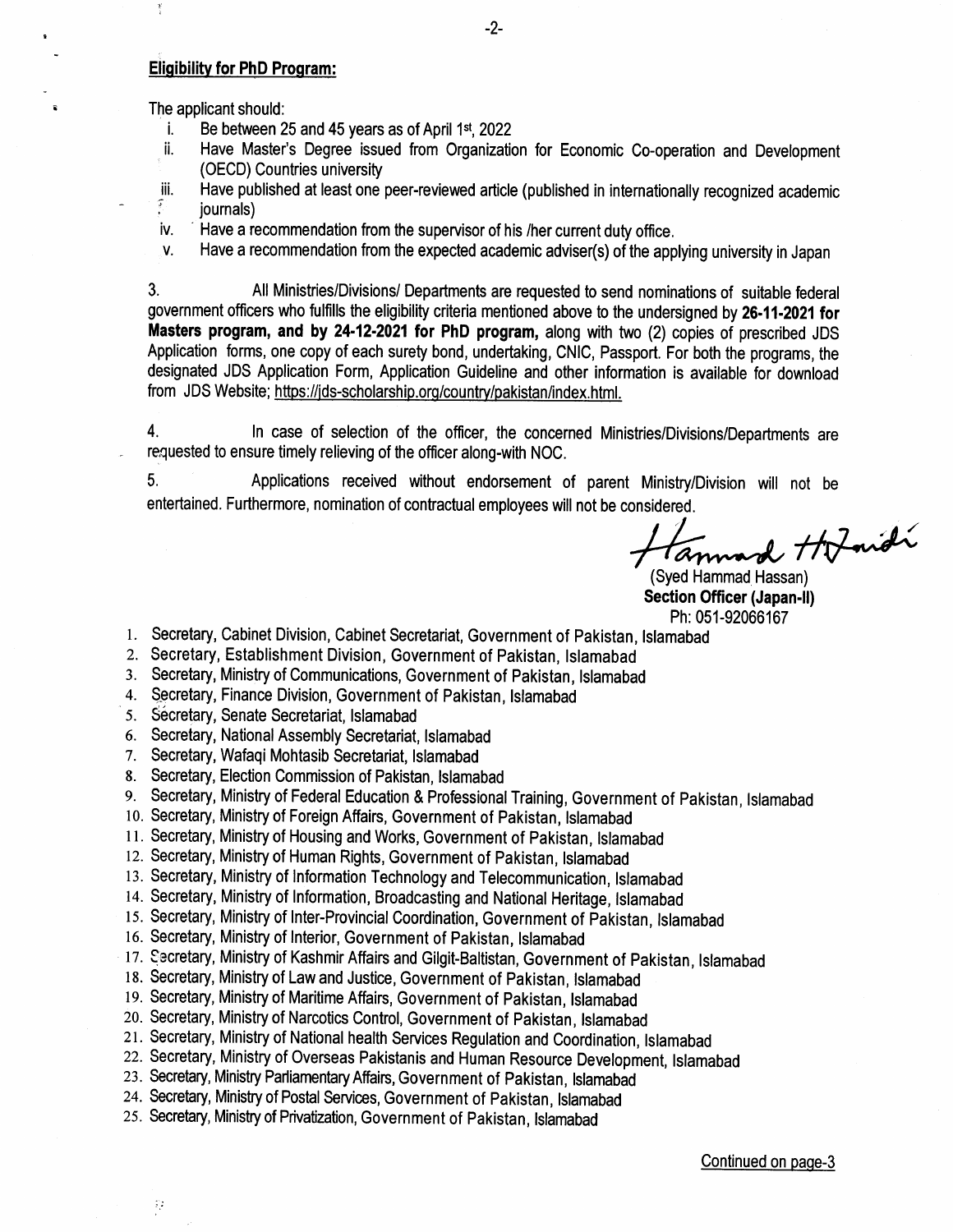**Eligibility for PhD Program:**

The applicant should:

i. Be between 25 and 45 years as of April 1st, 2022
ii. Have Master's Degree issued from Organization for Economic Co-operation and Development (OECD) Countries university
iii. Have published at least one peer-reviewed article (published in internationally recognized academic journals)
iv. Have a recommendation from the supervisor of his /her current duty office.
v. Have a recommendation from the expected academic adviser(s) of the applying university in Japan

3. All Ministries/Divisions/ Departments are requested to send nominations of suitable federal government officers who fulfills the eligibility criteria mentioned above to the undersigned by **26-11-2021 for Masters program, and by 24-12-2021 for PhD program,** along with two (2) copies of prescribed JDS Application forms, one copy of each surety bond, undertaking, CNIC, Passport. For both the programs, the designated JDS Application Form, Application Guideline and other information is available for download from JDS Website; https://jds-scholarship.org/country/pakistan/index.html.

4. In case of selection of the officer, the concerned Ministries/Divisions/Departments are requested to ensure timely relieving of the officer along-with NOC.

5. Applications received without endorsement of parent Ministry/Division will not be entertained. Furthermore, nomination of contractual employees will not be considered.

(Syed Hammad Hassan)
**Section Officer (Japan-II)**
Ph: 051-92066167

1. Secretary, Cabinet Division, Cabinet Secretariat, Government of Pakistan, Islamabad
2. Secretary, Establishment Division, Government of Pakistan, Islamabad
3. Secretary, Ministry of Communications, Government of Pakistan, Islamabad
4. Secretary, Finance Division, Government of Pakistan, Islamabad
5. Secretary, Senate Secretariat, Islamabad
6. Secretary, National Assembly Secretariat, Islamabad
7. Secretary, Wafaqi Mohtasib Secretariat, Islamabad
8. Secretary, Election Commission of Pakistan, Islamabad
9. Secretary, Ministry of Federal Education & Professional Training, Government of Pakistan, Islamabad
10. Secretary, Ministry of Foreign Affairs, Government of Pakistan, Islamabad
11. Secretary, Ministry of Housing and Works, Government of Pakistan, Islamabad
12. Secretary, Ministry of Human Rights, Government of Pakistan, Islamabad
13. Secretary, Ministry of Information Technology and Telecommunication, Islamabad
14. Secretary, Ministry of Information, Broadcasting and National Heritage, Islamabad
15. Secretary, Ministry of Inter-Provincial Coordination, Government of Pakistan, Islamabad
16. Secretary, Ministry of Interior, Government of Pakistan, Islamabad
17. Secretary, Ministry of Kashmir Affairs and Gilgit-Baltistan, Government of Pakistan, Islamabad
18. Secretary, Ministry of Law and Justice, Government of Pakistan, Islamabad
19. Secretary, Ministry of Maritime Affairs, Government of Pakistan, Islamabad
20. Secretary, Ministry of Narcotics Control, Government of Pakistan, Islamabad
21. Secretary, Ministry of National health Services Regulation and Coordination, Islamabad
22. Secretary, Ministry of Overseas Pakistanis and Human Resource Development, Islamabad
23. Secretary, Ministry Parliamentary Affairs, Government of Pakistan, Islamabad
24. Secretary, Ministry of Postal Services, Government of Pakistan, Islamabad
25. Secretary, Ministry of Privatization, Government of Pakistan, Islamabad

Continued on page-3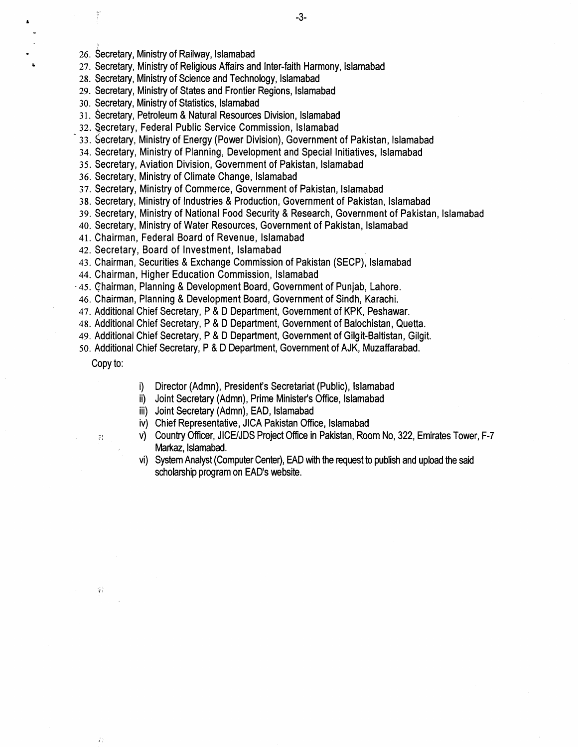26. Secretary, Ministry of Railway, Islamabad
27. Secretary, Ministry of Religious Affairs and Inter-faith Harmony, Islamabad
28. Secretary, Ministry of Science and Technology, Islamabad
29. Secretary, Ministry of States and Frontier Regions, Islamabad
30. Secretary, Ministry of Statistics, Islamabad
31. Secretary, Petroleum & Natural Resources Division, Islamabad
32. Secretary, Federal Public Service Commission, Islamabad
33. Secretary, Ministry of Energy (Power Division), Government of Pakistan, Islamabad
34. Secretary, Ministry of Planning, Development and Special Initiatives, Islamabad
35. Secretary, Aviation Division, Government of Pakistan, Islamabad
36. Secretary, Ministry of Climate Change, Islamabad
37. Secretary, Ministry of Commerce, Government of Pakistan, Islamabad
38. Secretary, Ministry of Industries & Production, Government of Pakistan, Islamabad
39. Secretary, Ministry of National Food Security & Research, Government of Pakistan, Islamabad
40. Secretary, Ministry of Water Resources, Government of Pakistan, Islamabad
41. Chairman, Federal Board of Revenue, Islamabad
42. Secretary, Board of Investment, Islamabad
43. Chairman, Securities & Exchange Commission of Pakistan (SECP), Islamabad
44. Chairman, Higher Education Commission, Islamabad
45. Chairman, Planning & Development Board, Government of Punjab, Lahore.
46. Chairman, Planning & Development Board, Government of Sindh, Karachi.
47. Additional Chief Secretary, P & D Department, Government of KPK, Peshawar.
48. Additional Chief Secretary, P & D Department, Government of Balochistan, Quetta.
49. Additional Chief Secretary, P & D Department, Government of Gilgit-Baltistan, Gilgit.
50. Additional Chief Secretary, P & D Department, Government of AJK, Muzaffarabad.

Copy to:

i) Director (Admn), President's Secretariat (Public), Islamabad
ii) Joint Secretary (Admn), Prime Minister's Office, Islamabad
iii) Joint Secretary (Admn), EAD, Islamabad
iv) Chief Representative, JICA Pakistan Office, Islamabad
v) Country Officer, JICE/JDS Project Office in Pakistan, Room No, 322, Emirates Tower, F-7 Markaz, Islamabad.
vi) System Analyst (Computer Center), EAD with the request to publish and upload the said scholarship program on EAD's website.